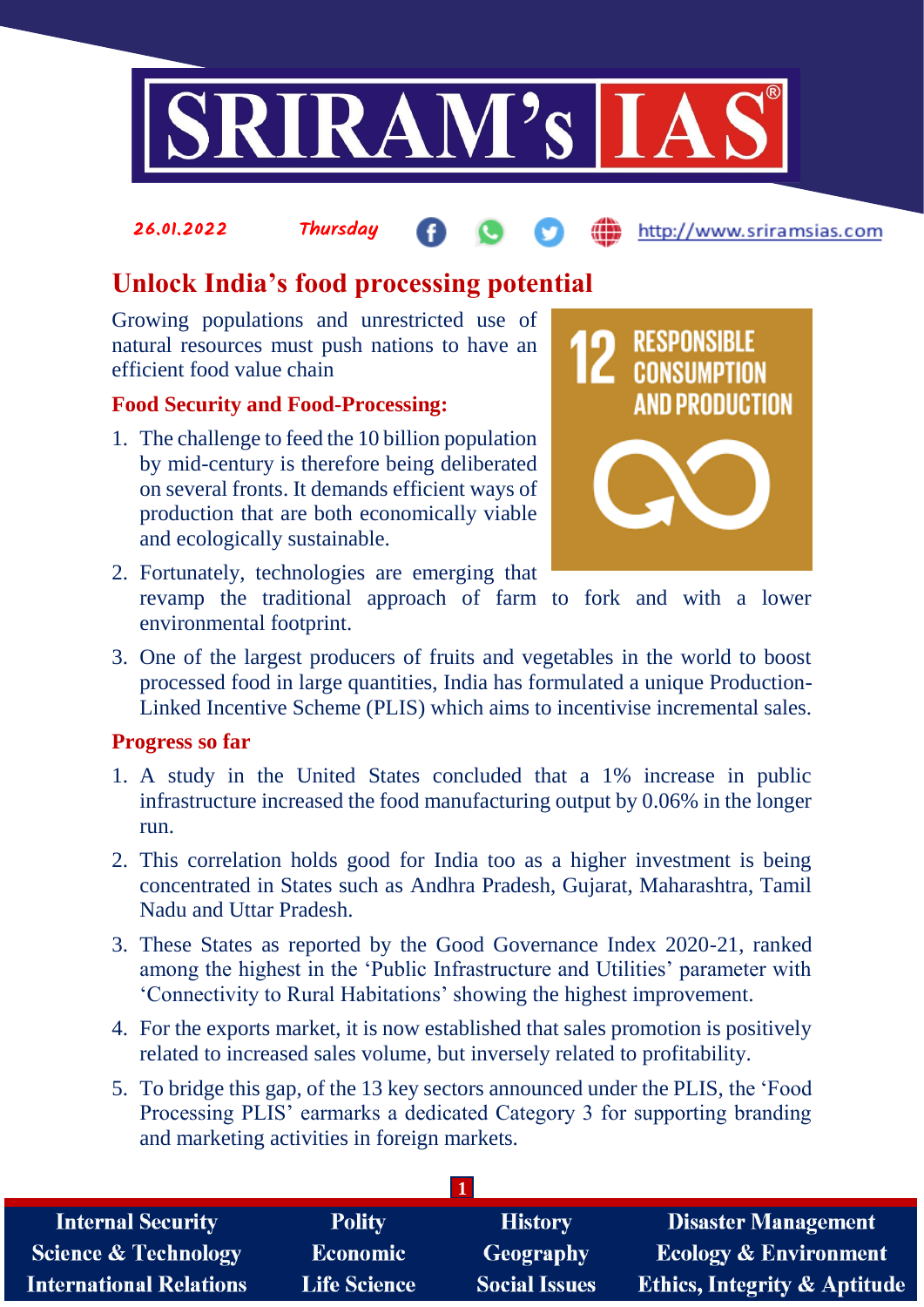26.01.2022 Thursday http://www.sriramsias.com

# Unlock India's food processing potential

Growing populations and unrestricted use of natural resources must push nations to have an efficient food value chain

### Food Security and Food-Processing:

1. The challenge to feed the 10 billion population by mid-century is therefore being deliberated on several fronts. It demands efficient ways of production that are both economically viable and ecologically sustainable.
2. Fortunately, technologies are emerging that revamp the traditional approach of farm to fork and with a lower environmental footprint.
3. One of the largest producers of fruits and vegetables in the world to boost processed food in large quantities, India has formulated a unique Production-Linked Incentive Scheme (PLIS) which aims to incentivise incremental sales.

### Progress so far

1. A study in the United States concluded that a 1% increase in public infrastructure increased the food manufacturing output by 0.06% in the longer run.
2. This correlation holds good for India too as a higher investment is being concentrated in States such as Andhra Pradesh, Gujarat, Maharashtra, Tamil Nadu and Uttar Pradesh.
3. These States as reported by the Good Governance Index 2020-21, ranked among the highest in the 'Public Infrastructure and Utilities' parameter with 'Connectivity to Rural Habitations' showing the highest improvement.
4. For the exports market, it is now established that sales promotion is positively related to increased sales volume, but inversely related to profitability.
5. To bridge this gap, of the 13 key sectors announced under the PLIS, the 'Food Processing PLIS' earmarks a dedicated Category 3 for supporting branding and marketing activities in foreign markets.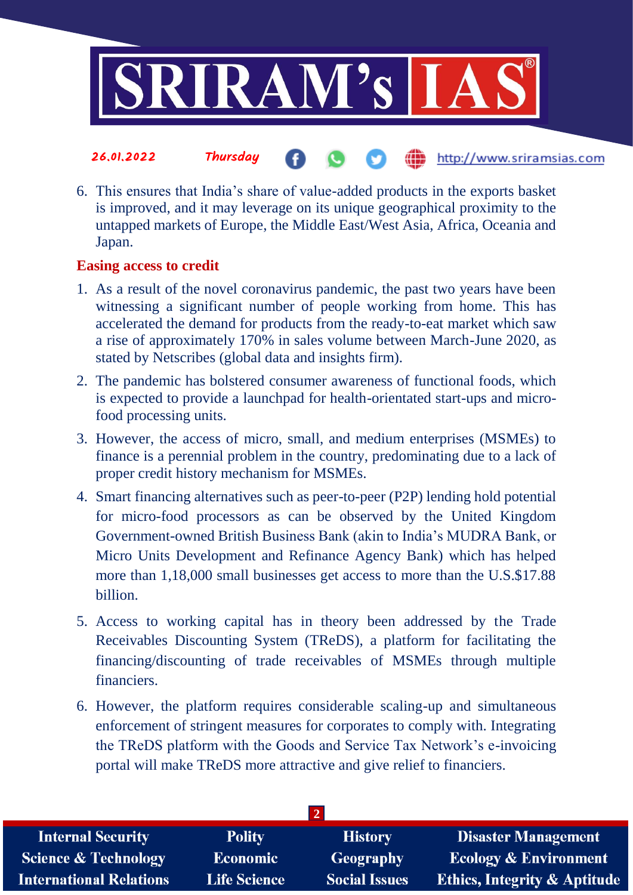6. This ensures that India's share of value-added products in the exports basket is improved, and it may leverage on its unique geographical proximity to the untapped markets of Europe, the Middle East/West Asia, Africa, Oceania and Japan.

**Easing access to credit**

1. As a result of the novel coronavirus pandemic, the past two years have been witnessing a significant number of people working from home. This has accelerated the demand for products from the ready-to-eat market which saw a rise of approximately 170% in sales volume between March-June 2020, as stated by Netscribes (global data and insights firm).
2. The pandemic has bolstered consumer awareness of functional foods, which is expected to provide a launchpad for health-orientated start-ups and micro-food processing units.
3. However, the access of micro, small, and medium enterprises (MSMEs) to finance is a perennial problem in the country, predominating due to a lack of proper credit history mechanism for MSMEs.
4. Smart financing alternatives such as peer-to-peer (P2P) lending hold potential for micro-food processors as can be observed by the United Kingdom Government-owned British Business Bank (akin to India's MUDRA Bank, or Micro Units Development and Refinance Agency Bank) which has helped more than 1,18,000 small businesses get access to more than the U.S.$17.88 billion.
5. Access to working capital has in theory been addressed by the Trade Receivables Discounting System (TReDS), a platform for facilitating the financing/discounting of trade receivables of MSMEs through multiple financiers.
6. However, the platform requires considerable scaling-up and simultaneous enforcement of stringent measures for corporates to comply with. Integrating the TReDS platform with the Goods and Service Tax Network's e-invoicing portal will make TReDS more attractive and give relief to financiers.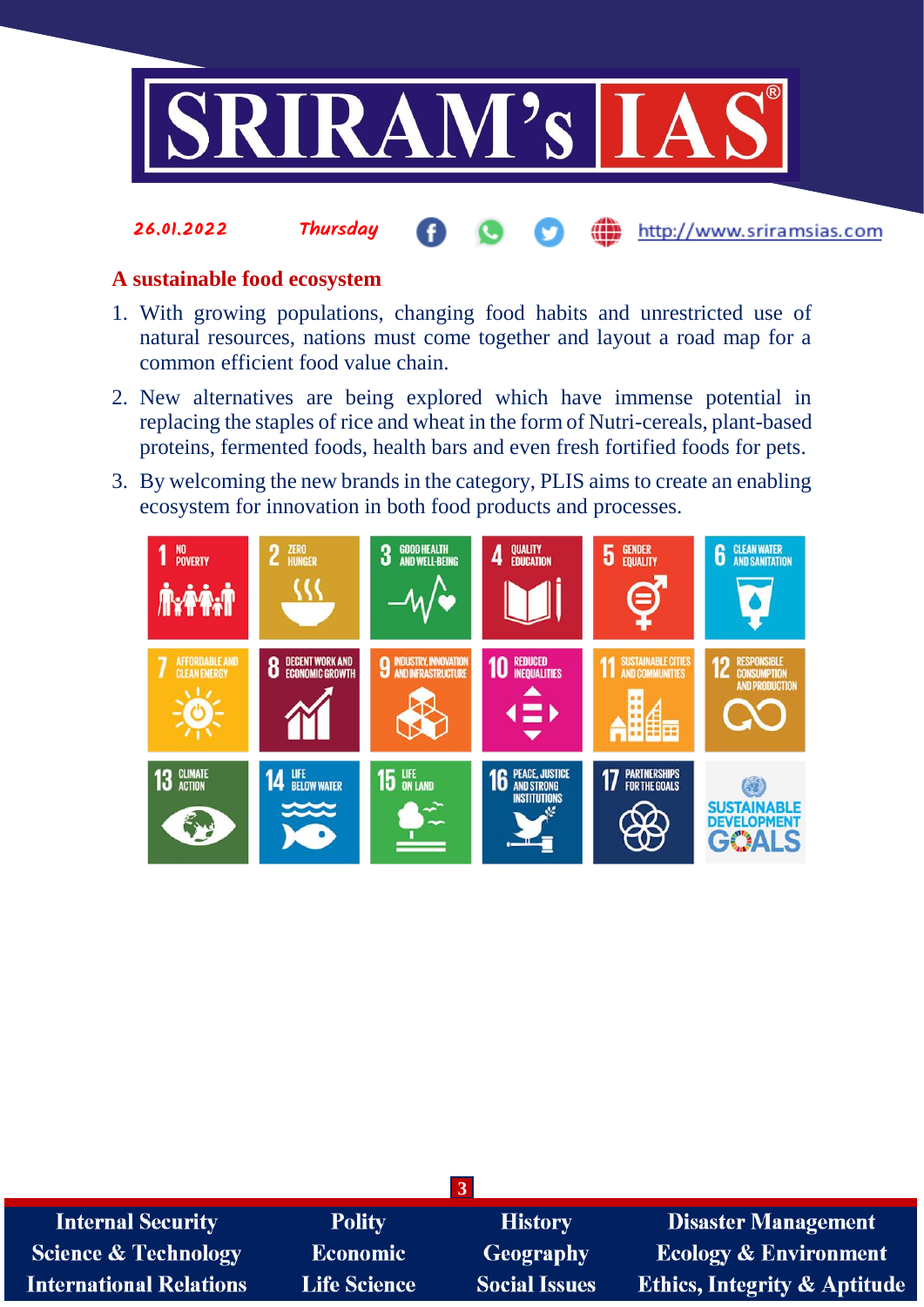## A sustainable food ecosystem

1. With growing populations, changing food habits and unrestricted use of natural resources, nations must come together and layout a road map for a common efficient food value chain.
2. New alternatives are being explored which have immense potential in replacing the staples of rice and wheat in the form of Nutri-cereals, plant-based proteins, fermented foods, health bars and even fresh fortified foods for pets.
3. By welcoming the new brands in the category, PLIS aims to create an enabling ecosystem for innovation in both food products and processes.

1 NO POVERTY
2 ZERO HUNGER
3 GOOD HEALTH AND WELL-BEING
4 QUALITY EDUCATION
5 GENDER EQUALITY
6 CLEAN WATER AND SANITATION
7 AFFORDABLE AND CLEAN ENERGY
8 DECENT WORK AND ECONOMIC GROWTH
9 INDUSTRY, INNOVATION AND INFRASTRUCTURE
10 REDUCED INEQUALITIES
11 SUSTAINABLE CITIES AND COMMUNITIES
12 RESPONSIBLE CONSUMPTION AND PRODUCTION
13 CLIMATE ACTION
14 LIFE BELOW WATER
15 LIFE ON LAND
16 PEACE, JUSTICE AND STRONG INSTITUTIONS
17 PARTNERSHIPS FOR THE GOALS
SUSTAINABLE DEVELOPMENT GOALS